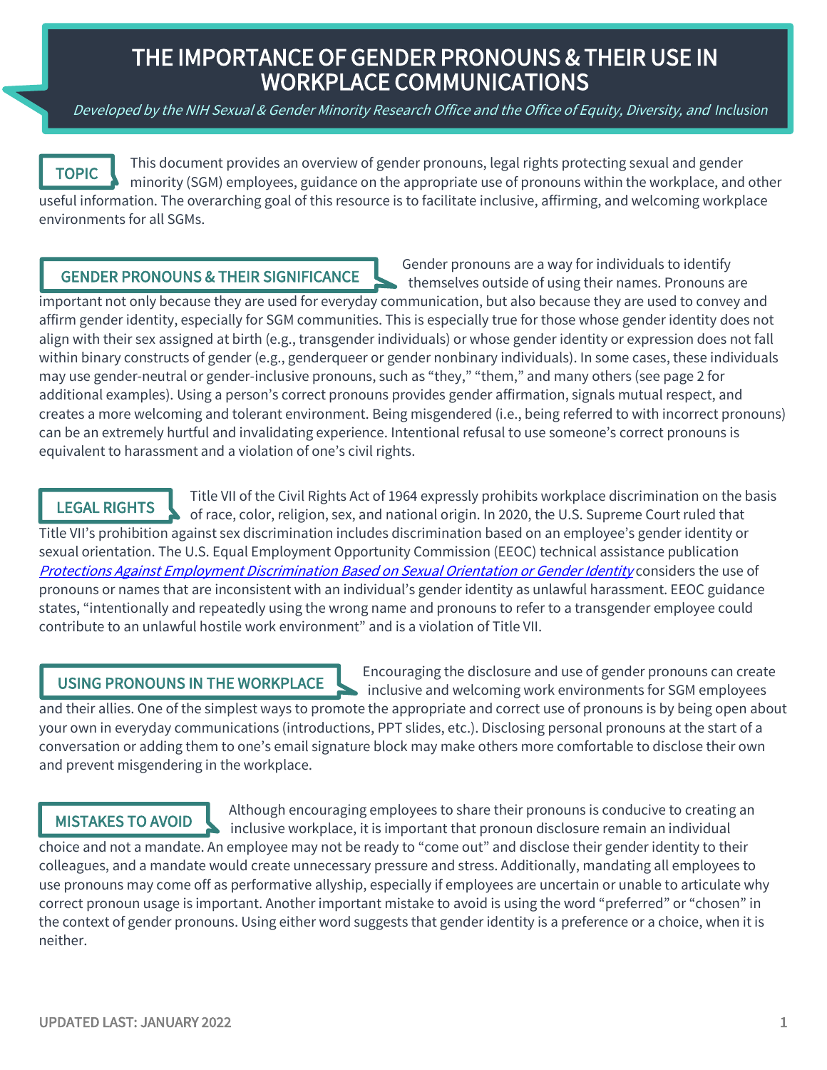# THE IMPORTANCE OF GENDER PRONOUNS & THEIR USE IN WORKPLACE COMMUNICATIONS

*Developed by the NIH Sexual & Gender Minority Research Office and the Office of Equity, Diversity, and Inclusion*

## TOPIC

This document provides an overview of gender pronouns, legal rights protecting sexual and gender minority (SGM) employees, guidance on the appropriate use of pronouns within the workplace, and other useful information. The overarching goal of this resource is to facilitate inclusive, affirming, and welcoming workplace environments for all SGMs.

## GENDER PRONOUNS & THEIR SIGNIFICANCE

Gender pronouns are a way for individuals to identify themselves outside of using their names. Pronouns are important not only because they are used for everyday communication, but also because they are used to convey and affirm gender identity, especially for SGM communities. This is especially true for those whose gender identity does not align with their sex assigned at birth (e.g., transgender individuals) or whose gender identity or expression does not fall within binary constructs of gender (e.g., genderqueer or gender nonbinary individuals). In some cases, these individuals may use gender-neutral or gender-inclusive pronouns, such as "they," "them," and many others (see page 2 for additional examples). Using a person's correct pronouns provides gender affirmation, signals mutual respect, and creates a more welcoming and tolerant environment. Being misgendered (i.e., being referred to with incorrect pronouns) can be an extremely hurtful and invalidating experience. Intentional refusal to use someone's correct pronouns is equivalent to harassment and a violation of one's civil rights.

## LEGAL RIGHTS

Title VII of the Civil Rights Act of 1964 expressly prohibits workplace discrimination on the basis of race, color, religion, sex, and national origin. In 2020, the U.S. Supreme Court ruled that Title VII's prohibition against sex discrimination includes discrimination based on an employee's gender identity or sexual orientation. The U.S. Equal Employment Opportunity Commission (EEOC) technical assistance publication *Protections Against Employment Discrimination Based on Sexual Orientation or Gender Identity* considers the use of pronouns or names that are inconsistent with an individual's gender identity as unlawful harassment. EEOC guidance states, "intentionally and repeatedly using the wrong name and pronouns to refer to a transgender employee could contribute to an unlawful hostile work environment" and is a violation of Title VII.

## USING PRONOUNS IN THE WORKPLACE

Encouraging the disclosure and use of gender pronouns can create inclusive and welcoming work environments for SGM employees and their allies. One of the simplest ways to promote the appropriate and correct use of pronouns is by being open about your own in everyday communications (introductions, PPT slides, etc.). Disclosing personal pronouns at the start of a conversation or adding them to one's email signature block may make others more comfortable to disclose their own and prevent misgendering in the workplace.

## MISTAKES TO AVOID

Although encouraging employees to share their pronouns is conducive to creating an inclusive workplace, it is important that pronoun disclosure remain an individual choice and not a mandate. An employee may not be ready to "come out" and disclose their gender identity to their colleagues, and a mandate would create unnecessary pressure and stress. Additionally, mandating all employees to use pronouns may come off as performative allyship, especially if employees are uncertain or unable to articulate why correct pronoun usage is important. Another important mistake to avoid is using the word "preferred" or "chosen" in the context of gender pronouns. Using either word suggests that gender identity is a preference or a choice, when it is neither.

UPDATED LAST: JANUARY 2022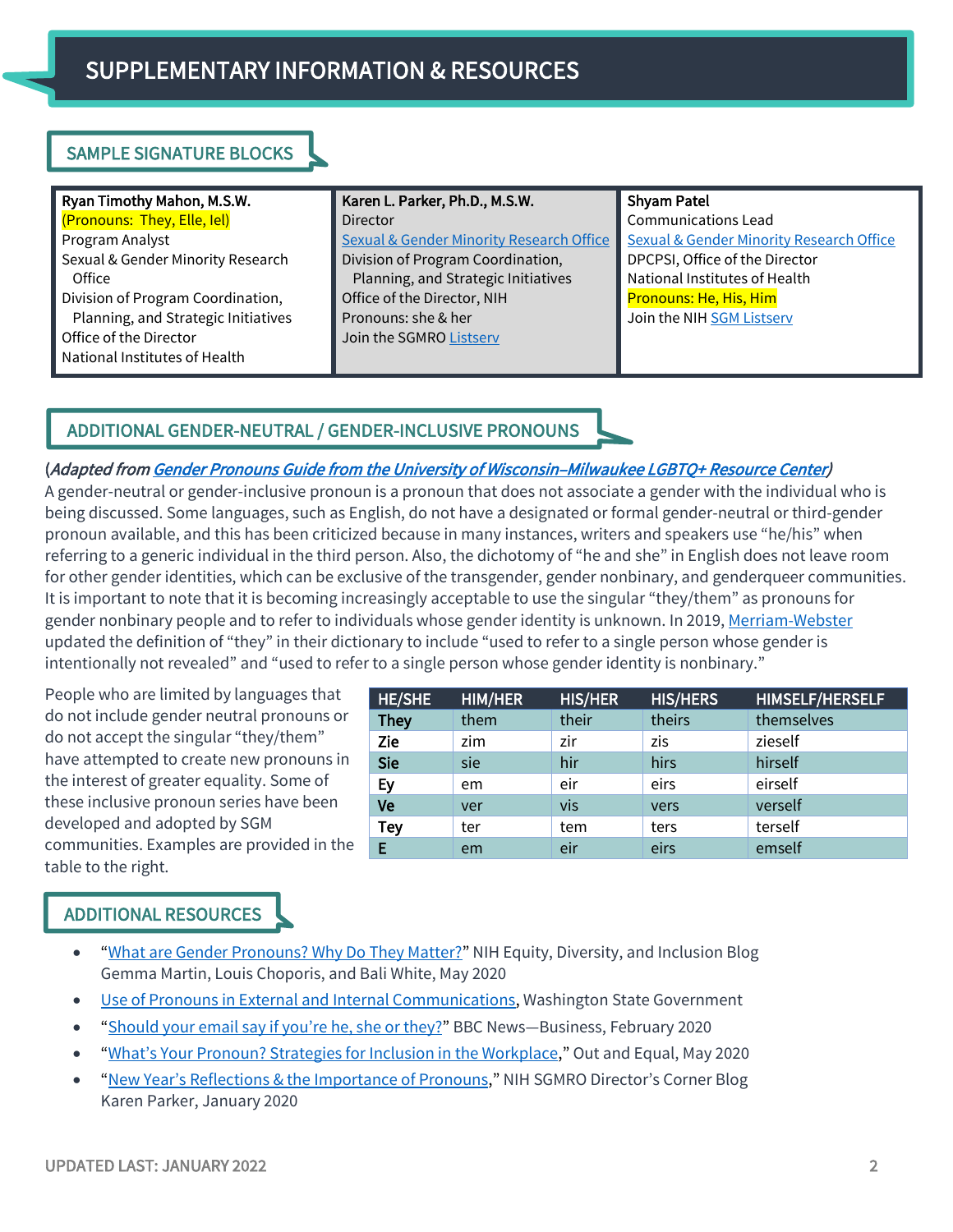# SUPPLEMENTARY INFORMATION & RESOURCES

## SAMPLE SIGNATURE BLOCKS

| | | |
|---|---|---|
| **Ryan Timothy Mahon, M.S.W.**<br>(Pronouns: They, Elle, Iel)<br>Program Analyst<br>Sexual & Gender Minority Research Office<br>Division of Program Coordination, Planning, and Strategic Initiatives<br>Office of the Director<br>National Institutes of Health | **Karen L. Parker, Ph.D., M.S.W.**<br>Director<br>Sexual & Gender Minority Research Office<br>Division of Program Coordination, Planning, and Strategic Initiatives<br>Office of the Director, NIH<br>Pronouns: she & her<br>Join the SGMRO Listserv | **Shyam Patel**<br>Communications Lead<br>Sexual & Gender Minority Research Office<br>DPCPSI, Office of the Director<br>National Institutes of Health<br>Pronouns: He, His, Him<br>Join the NIH SGM Listserv |

## ADDITIONAL GENDER-NEUTRAL / GENDER-INCLUSIVE PRONOUNS

(*Adapted from Gender Pronouns Guide from the University of Wisconsin–Milwaukee LGBTQ+ Resource Center*)

A gender-neutral or gender-inclusive pronoun is a pronoun that does not associate a gender with the individual who is being discussed. Some languages, such as English, do not have a designated or formal gender-neutral or third-gender pronoun available, and this has been criticized because in many instances, writers and speakers use "he/his" when referring to a generic individual in the third person. Also, the dichotomy of "he and she" in English does not leave room for other gender identities, which can be exclusive of the transgender, gender nonbinary, and genderqueer communities. It is important to note that it is becoming increasingly acceptable to use the singular "they/them" as pronouns for gender nonbinary people and to refer to individuals whose gender identity is unknown. In 2019, Merriam-Webster updated the definition of "they" in their dictionary to include "used to refer to a single person whose gender is intentionally not revealed" and "used to refer to a single person whose gender identity is nonbinary."

People who are limited by languages that do not include gender neutral pronouns or do not accept the singular "they/them" have attempted to create new pronouns in the interest of greater equality. Some of these inclusive pronoun series have been developed and adopted by SGM communities. Examples are provided in the table to the right.

| HE/SHE | HIM/HER | HIS/HER | HIS/HERS | HIMSELF/HERSELF |
|---|---|---|---|---|
| **They** | them | their | theirs | themselves |
| **Zie** | zim | zir | zis | zieself |
| **Sie** | sie | hir | hirs | hirself |
| **Ey** | em | eir | eirs | eirself |
| **Ve** | ver | vis | vers | verself |
| **Tey** | ter | tem | ters | terself |
| **E** | em | eir | eirs | emself |

## ADDITIONAL RESOURCES

- "What are Gender Pronouns? Why Do They Matter?" NIH Equity, Diversity, and Inclusion Blog Gemma Martin, Louis Choporis, and Bali White, May 2020
- Use of Pronouns in External and Internal Communications, Washington State Government
- "Should your email say if you're he, she or they?" BBC News—Business, February 2020
- "What's Your Pronoun? Strategies for Inclusion in the Workplace," Out and Equal, May 2020
- "New Year's Reflections & the Importance of Pronouns," NIH SGMRO Director's Corner Blog Karen Parker, January 2020

UPDATED LAST: JANUARY 2022